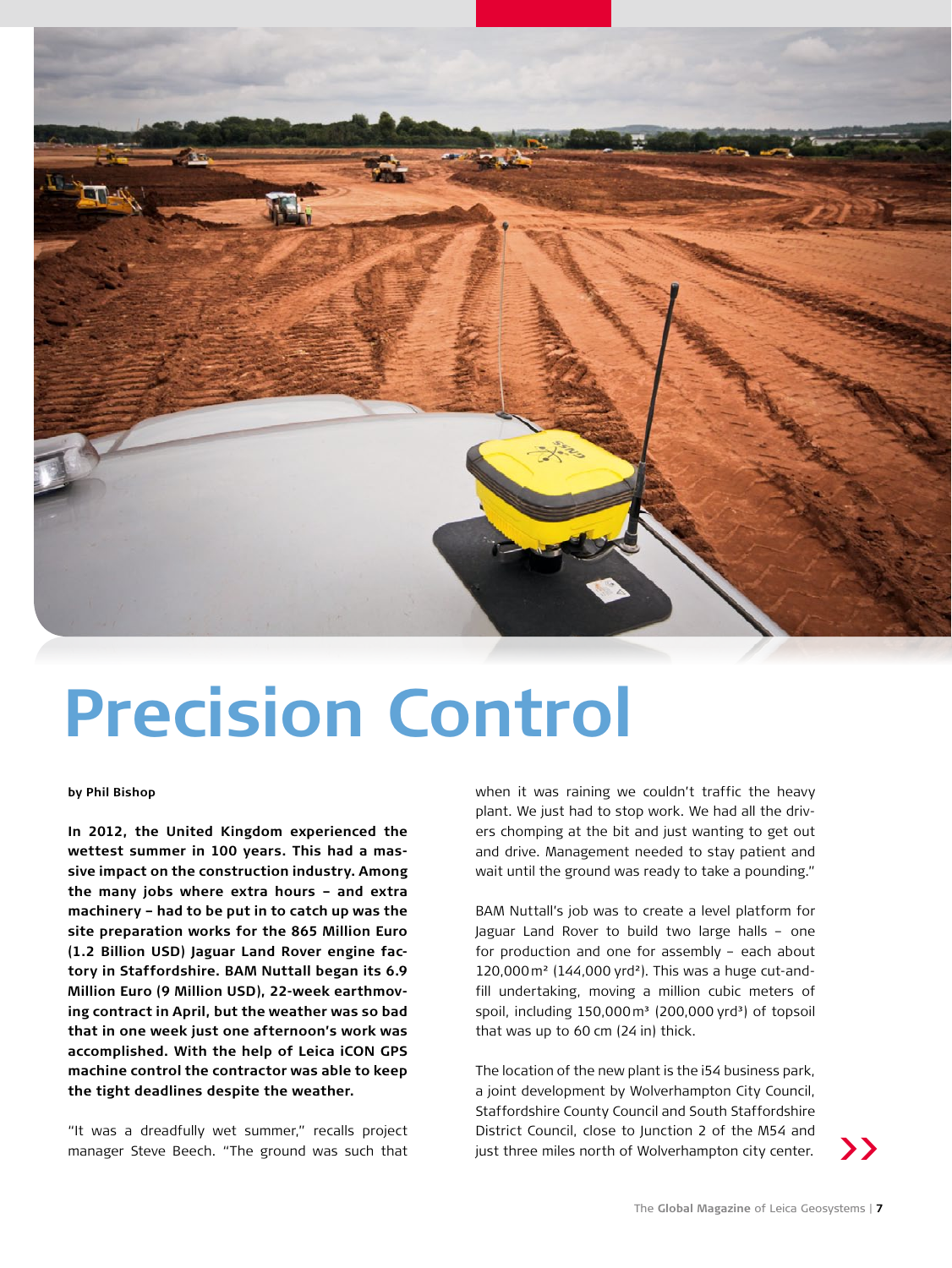# Precision Control

**by Phil Bishop**

**In 2012, the United Kingdom experienced the wettest summer in 100 years. This had a massive impact on the construction industry. Among the many jobs where extra hours – and extra machinery – had to be put in to catch up was the site preparation works for the 865 Million Euro (1.2 Billion USD) Jaguar Land Rover engine factory in Staffordshire. BAM Nuttall began its 6.9 Million Euro (9 Million USD), 22-week earthmoving contract in April, but the weather was so bad that in one week just one afternoon's work was accomplished. With the help of Leica iCON GPS machine control the contractor was able to keep the tight deadlines despite the weather.**

"It was a dreadfully wet summer," recalls project manager Steve Beech. "The ground was such that when it was raining we couldn't traffic the heavy plant. We just had to stop work. We had all the drivers chomping at the bit and just wanting to get out and drive. Management needed to stay patient and wait until the ground was ready to take a pounding."

BAM Nuttall's job was to create a level platform for Jaguar Land Rover to build two large halls – one for production and one for assembly – each about 120,000 m² (144,000 yrd²). This was a huge cut-and-fill undertaking, moving a million cubic meters of spoil, including 150,000 m³ (200,000 yrd³) of topsoil that was up to 60 cm (24 in) thick.

The location of the new plant is the i54 business park, a joint development by Wolverhampton City Council, Staffordshire County Council and South Staffordshire District Council, close to Junction 2 of the M54 and just three miles north of Wolverhampton city center.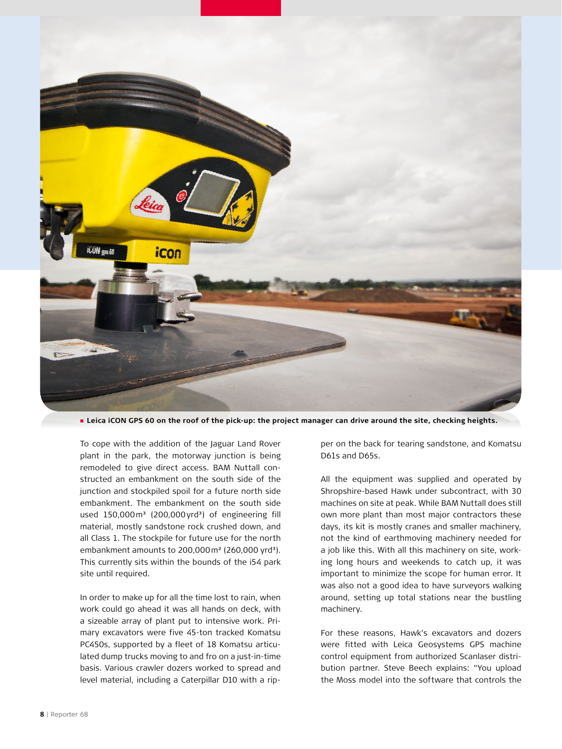**Leica iCON GPS 60 on the roof of the pick-up: the project manager can drive around the site, checking heights.**

To cope with the addition of the Jaguar Land Rover plant in the park, the motorway junction is being remodeled to give direct access. BAM Nuttall constructed an embankment on the south side of the junction and stockpiled spoil for a future north side embankment. The embankment on the south side used 150,000 m³ (200,000 yrd³) of engineering fill material, mostly sandstone rock crushed down, and all Class 1. The stockpile for future use for the north embankment amounts to 200,000 m² (260,000 yrd³). This currently sits within the bounds of the i54 park site until required.

In order to make up for all the time lost to rain, when work could go ahead it was all hands on deck, with a sizeable array of plant put to intensive work. Primary excavators were five 45-ton tracked Komatsu PC450s, supported by a fleet of 18 Komatsu articulated dump trucks moving to and fro on a just-in-time basis. Various crawler dozers worked to spread and level material, including a Caterpillar D10 with a ripper on the back for tearing sandstone, and Komatsu D61s and D65s.

All the equipment was supplied and operated by Shropshire-based Hawk under subcontract, with 30 machines on site at peak. While BAM Nuttall does still own more plant than most major contractors these days, its kit is mostly cranes and smaller machinery, not the kind of earthmoving machinery needed for a job like this. With all this machinery on site, working long hours and weekends to catch up, it was important to minimize the scope for human error. It was also not a good idea to have surveyors walking around, setting up total stations near the bustling machinery.

For these reasons, Hawk's excavators and dozers were fitted with Leica Geosystems GPS machine control equipment from authorized Scanlaser distribution partner. Steve Beech explains: "You upload the Moss model into the software that controls the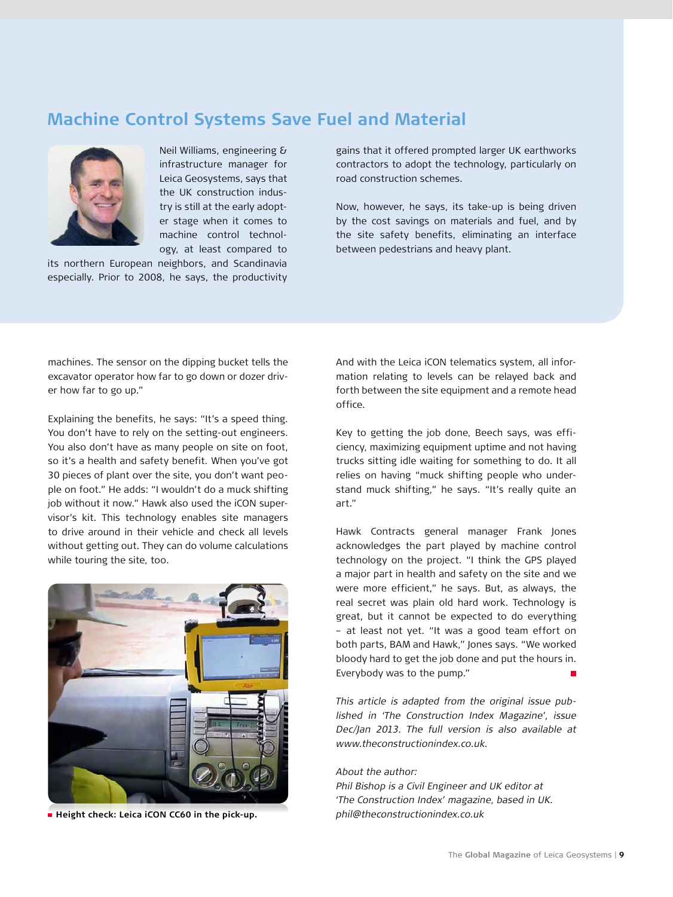## Machine Control Systems Save Fuel and Material

Neil Williams, engineering & infrastructure manager for Leica Geosystems, says that the UK construction industry is still at the early adopter stage when it comes to machine control technology, at least compared to its northern European neighbors, and Scandinavia especially. Prior to 2008, he says, the productivity gains that it offered prompted larger UK earthworks contractors to adopt the technology, particularly on road construction schemes.

Now, however, he says, its take-up is being driven by the cost savings on materials and fuel, and by the site safety benefits, eliminating an interface between pedestrians and heavy plant.

machines. The sensor on the dipping bucket tells the excavator operator how far to go down or dozer driver how far to go up."

Explaining the benefits, he says: "It's a speed thing. You don't have to rely on the setting-out engineers. You also don't have as many people on site on foot, so it's a health and safety benefit. When you've got 30 pieces of plant over the site, you don't want people on foot." He adds: "I wouldn't do a muck shifting job without it now." Hawk also used the iCON supervisor's kit. This technology enables site managers to drive around in their vehicle and check all levels without getting out. They can do volume calculations while touring the site, too.

Height check: Leica iCON CC60 in the pick-up.

And with the Leica iCON telematics system, all information relating to levels can be relayed back and forth between the site equipment and a remote head office.

Key to getting the job done, Beech says, was efficiency, maximizing equipment uptime and not having trucks sitting idle waiting for something to do. It all relies on having "muck shifting people who understand muck shifting," he says. "It's really quite an art."

Hawk Contracts general manager Frank Jones acknowledges the part played by machine control technology on the project. "I think the GPS played a major part in health and safety on the site and we were more efficient," he says. But, as always, the real secret was plain old hard work. Technology is great, but it cannot be expected to do everything – at least not yet. "It was a good team effort on both parts, BAM and Hawk," Jones says. "We worked bloody hard to get the job done and put the hours in. Everybody was to the pump."

*This article is adapted from the original issue published in 'The Construction Index Magazine', issue Dec/Jan 2013. The full version is also available at www.theconstructionindex.co.uk.*

*About the author:*
*Phil Bishop is a Civil Engineer and UK editor at 'The Construction Index' magazine, based in UK.*
*phil@theconstructionindex.co.uk*